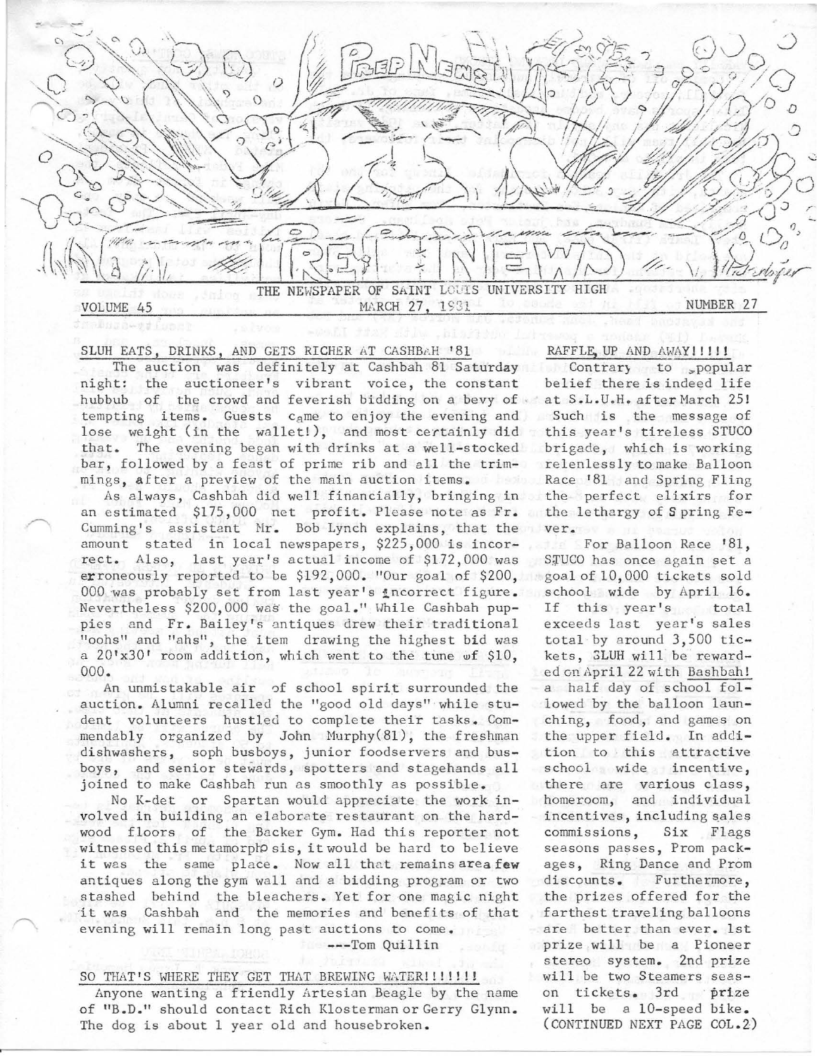# PREP NEWS

THE NEWSPAPER OF SAINT LOUIS UNIVERSITY HIGH

VOLUME 45 — MARCH 27, 1981 — NUMBER 27

## SLUH EATS, DRINKS, AND GETS RICHER AT CASHBAH '81

The auction was definitely at Cashbah 81 Saturday night: the auctioneer's vibrant voice, the constant hubbub of the crowd and feverish bidding on a bevy of tempting items. Guests came to enjoy the evening and lose weight (in the wallet!), and most certainly did that. The evening began with drinks at a well-stocked bar, followed by a feast of prime rib and all the trimmings, after a preview of the main auction items.

As always, Cashbah did well financially, bringing in an estimated $175,000 net profit. Please note as Fr. Cumming's assistant Mr. Bob Lynch explains, that the amount stated in local newspapers, $225,000 is incorrect. Also, last year's actual income of $172,000 was erroneously reported to be $192,000. "Our goal of $200,000 was probably set from last year's incorrect figure. Nevertheless $200,000 was the goal." While Cashbah puppies and Fr. Bailey's antiques drew their traditional "oohs" and "ahs", the item drawing the highest bid was a 20'x30' room addition, which went to the tune of $10,000.

An unmistakable air of school spirit surrounded the auction. Alumni recalled the "good old days" while student volunteers hustled to complete their tasks. Commendably organized by John Murphy(81), the freshman dishwashers, soph busboys, junior foodservers and busboys, and senior stewards, spotters and stagehands all joined to make Cashbah run as smoothly as possible.

No K-det or Spartan would appreciate the work involved in building an elaborate restaurant on the hardwood floors of the Backer Gym. Had this reporter not witnessed this metamorphosis, it would be hard to believe it was the same place. Now all that remains are a few antiques along the gym wall and a bidding program or two stashed behind the bleachers. Yet for one magic night it was Cashbah and the memories and benefits of that evening will remain long past auctions to come.

---Tom Quillin

## SO THAT'S WHERE THEY GET THAT BREWING WATER!!!!!!!

Anyone wanting a friendly Artesian Beagle by the name of "B.D." should contact Rich Klosterman or Gerry Glynn. The dog is about 1 year old and housebroken.

## RAFFLE, UP AND AWAY!!!!!

Contrary to popular belief there is indeed life at S.L.U.H. after March 25! Such is the message of this year's tireless STUCO brigade, which is working relenlessly to make Balloon Race '81 and Spring Fling the perfect elixirs for the lethargy of Spring Fever.

For Balloon Race '81, STUCO has once again set a goal of 10,000 tickets sold school wide by April 16. If this year's total exceeds last year's sales total by around 3,500 tickets, SLUH will be rewarded on April 22 with Bashbah! - a half day of school followed by the balloon launching, food, and games on the upper field. In addition to this attractive school wide incentive, there are various class, homeroom, and individual incentives, including sales commissions, Six Flags seasons passes, Prom packages, Ring Dance and Prom discounts. Furthermore, the prizes offered for the farthest traveling balloons are better than ever. 1st prize will be a Pioneer stereo system. 2nd prize will be two Steamers season tickets. 3rd prize will be a 10-speed bike. (CONTINUED NEXT PAGE COL.2)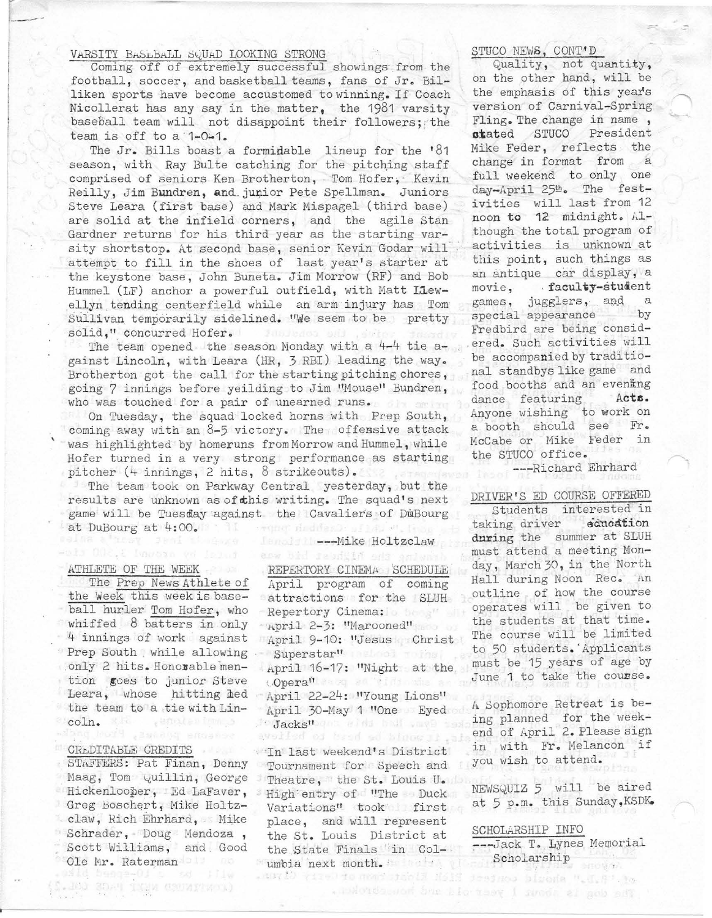## VARSITY BASEBALL SQUAD LOOKING STRONG

Coming off of extremely successful showings from the football, soccer, and basketball teams, fans of Jr. Billiken sports have become accustomed to winning. If Coach Nicollerat has any say in the matter, the 1981 varsity baseball team will not disappoint their followers; the team is off to a 1-0-1.

The Jr. Bills boast a formidable lineup for the '81 season, with Ray Bulte catching for the pitching staff comprised of seniors Ken Brotherton, Tom Hofer, Kevin Reilly, Jim Bundren, and junior Pete Spellman. Juniors Steve Leara (first base) and Mark Mispagel (third base) are solid at the infield corners, and the agile Stan Gardner returns for his third year as the starting varsity shortstop. At second base, senior Kevin Godar will attempt to fill in the shoes of last year's starter at the keystone base, John Buneta. Jim Morrow (RF) and Bob Hummel (LF) anchor a powerful outfield, with Matt Llewellyn tending centerfield while an arm injury has Tom Sullivan temporarily sidelined. "We seem to be pretty solid," concurred Hofer.

The team opened the season Monday with a 4-4 tie against Lincoln, with Leara (HR, 3 RBI) leading the way. Brotherton got the call for the starting pitching chores, going 7 innings before yeilding to Jim "Mouse" Bundren, who was touched for a pair of unearned runs.

On Tuesday, the squad locked horns with Prep South, coming away with an 8-5 victory. The offensive attack was highlighted by homeruns from Morrow and Hummel, while Hofer turned in a very strong performance as starting pitcher (4 innings, 2 hits, 8 strikeouts).

The team took on Parkway Central yesterday, but the results are unknown as of this writing. The squad's next game will be Tuesday against the Cavaliers of DuBourg at DuBourg at 4:00.

---Mike Holtzclaw

## ATHLETE OF THE WEEK

The Prep News Athlete of the Week this week is baseball hurler Tom Hofer, who whiffed 8 batters in only 4 innings of work against Prep South while allowing only 2 hits. Honorable mention goes to junior Steve Leara, whose hitting led the team to a tie with Lincoln.

## CREDITABLE CREDITS

STAFFERS: Pat Finan, Denny Maag, Tom Quillin, George Hickenlooper, Ed LaFaver, Greg Boschert, Mike Holtzclaw, Rich Ehrhard, Mike Schrader, Doug Mendoza, Scott Williams, and Good Ole Mr. Raterman

## REPERTORY CINEMA SCHEDULE

April program of coming attractions for the SLUH Repertory Cinema:

- April 2-3: "Marooned"
- April 9-10: "Jesus Christ Superstar"
- April 16-17: "Night at the Opera"
- April 22-24: "Young Lions"
- April 30-May 1 "One Eyed Jacks"

In last weekend's District Tournament for Speech and Theatre, the St. Louis U. High entry of "The Duck Variations" took first place, and will represent the St. Louis District at the State Finals in Columbia next month.

## STUCO NEWS, CONT'D

Quality, not quantity, on the other hand, will be the emphasis of this year's version of Carnival-Spring Fling. The change in name, stated STUCO President Mike Feder, reflects the change in format from a full weekend to only one day-April 25th. The festivities will last from 12 noon to 12 midnight. Although the total program of activities is unknown at this point, such things as an antique car display, a movie, faculty-student games, jugglers, and a special appearance by Fredbird are being considered. Such activities will be accompanied by traditional standbys like game and food booths and an evening dance featuring Acts. Anyone wishing to work on a booth should see Fr. McCabe or Mike Feder in the STUCO office.

---Richard Ehrhard

## DRIVER'S ED COURSE OFFERED

Students interested in taking driver education during the summer at SLUH must attend a meeting Monday, March 30, in the North Hall during Noon Rec. An outline of how the course operates will be given to the students at that time. The course will be limited to 50 students. Applicants must be 15 years of age by June 1 to take the course.

A Sophomore Retreat is being planned for the weekend of April 2. Please sign in with Fr. Melancon if you wish to attend.

NEWSQUIZ 5 will be aired at 5 p.m. this Sunday, KSDK.

## SCHOLARSHIP INFO

---Jack T. Lynes Memorial Scholarship